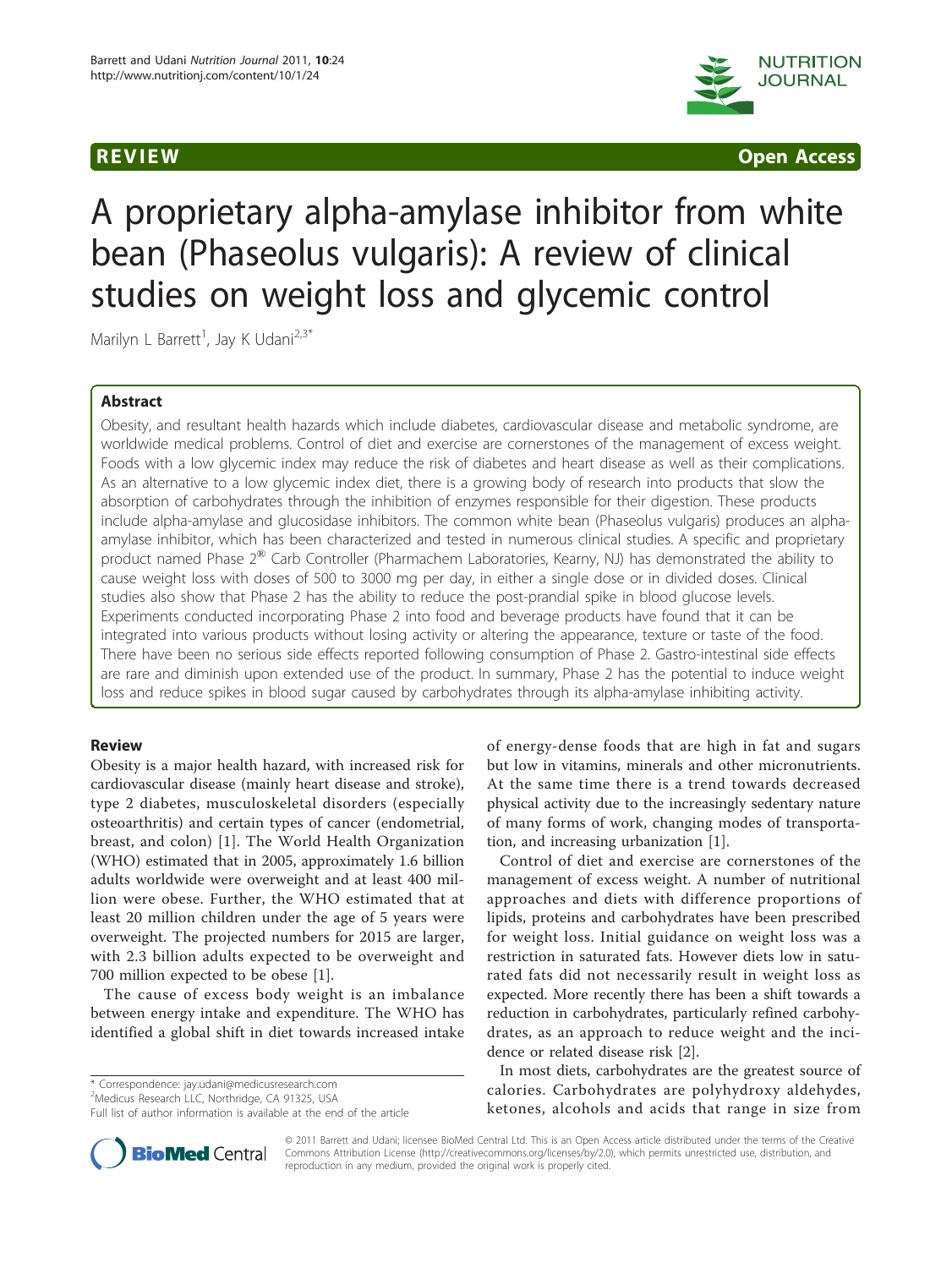REVIEW Open Access

# A proprietary alpha-amylase inhibitor from white bean (Phaseolus vulgaris): A review of clinical studies on weight loss and glycemic control

Marilyn L Barrett[1], Jay K Udani[2,3*]

## Abstract

Obesity, and resultant health hazards which include diabetes, cardiovascular disease and metabolic syndrome, are worldwide medical problems. Control of diet and exercise are cornerstones of the management of excess weight. Foods with a low glycemic index may reduce the risk of diabetes and heart disease as well as their complications. As an alternative to a low glycemic index diet, there is a growing body of research into products that slow the absorption of carbohydrates through the inhibition of enzymes responsible for their digestion. These products include alpha-amylase and glucosidase inhibitors. The common white bean (Phaseolus vulgaris) produces an alpha-amylase inhibitor, which has been characterized and tested in numerous clinical studies. A specific and proprietary product named Phase 2® Carb Controller (Pharmachem Laboratories, Kearny, NJ) has demonstrated the ability to cause weight loss with doses of 500 to 3000 mg per day, in either a single dose or in divided doses. Clinical studies also show that Phase 2 has the ability to reduce the post-prandial spike in blood glucose levels. Experiments conducted incorporating Phase 2 into food and beverage products have found that it can be integrated into various products without losing activity or altering the appearance, texture or taste of the food. There have been no serious side effects reported following consumption of Phase 2. Gastro-intestinal side effects are rare and diminish upon extended use of the product. In summary, Phase 2 has the potential to induce weight loss and reduce spikes in blood sugar caused by carbohydrates through its alpha-amylase inhibiting activity.

## Review

Obesity is a major health hazard, with increased risk for cardiovascular disease (mainly heart disease and stroke), type 2 diabetes, musculoskeletal disorders (especially osteoarthritis) and certain types of cancer (endometrial, breast, and colon) [1]. The World Health Organization (WHO) estimated that in 2005, approximately 1.6 billion adults worldwide were overweight and at least 400 million were obese. Further, the WHO estimated that at least 20 million children under the age of 5 years were overweight. The projected numbers for 2015 are larger, with 2.3 billion adults expected to be overweight and 700 million expected to be obese [1].

The cause of excess body weight is an imbalance between energy intake and expenditure. The WHO has identified a global shift in diet towards increased intake of energy-dense foods that are high in fat and sugars but low in vitamins, minerals and other micronutrients. At the same time there is a trend towards decreased physical activity due to the increasingly sedentary nature of many forms of work, changing modes of transportation, and increasing urbanization [1].

Control of diet and exercise are cornerstones of the management of excess weight. A number of nutritional approaches and diets with difference proportions of lipids, proteins and carbohydrates have been prescribed for weight loss. Initial guidance on weight loss was a restriction in saturated fats. However diets low in saturated fats did not necessarily result in weight loss as expected. More recently there has been a shift towards a reduction in carbohydrates, particularly refined carbohydrates, as an approach to reduce weight and the incidence or related disease risk [2].

In most diets, carbohydrates are the greatest source of calories. Carbohydrates are polyhydroxy aldehydes, ketones, alcohols and acids that range in size from

\* Correspondence: jay.udani@medicusresearch.com
[2]Medicus Research LLC, Northridge, CA 91325, USA
Full list of author information is available at the end of the article

© 2011 Barrett and Udani; licensee BioMed Central Ltd. This is an Open Access article distributed under the terms of the Creative Commons Attribution License (http://creativecommons.org/licenses/by/2.0), which permits unrestricted use, distribution, and reproduction in any medium, provided the original work is properly cited.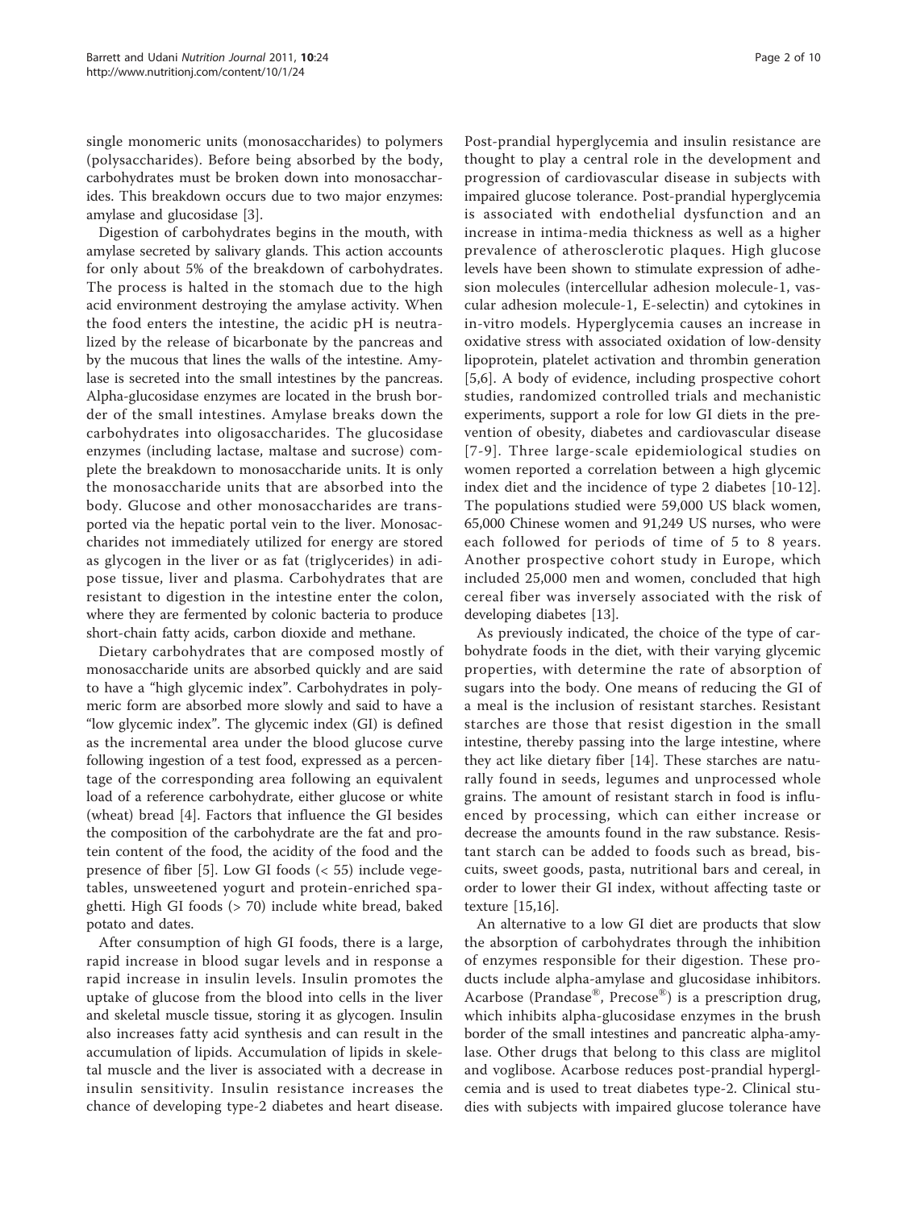single monomeric units (monosaccharides) to polymers (polysaccharides). Before being absorbed by the body, carbohydrates must be broken down into monosaccharides. This breakdown occurs due to two major enzymes: amylase and glucosidase [3].

Digestion of carbohydrates begins in the mouth, with amylase secreted by salivary glands. This action accounts for only about 5% of the breakdown of carbohydrates. The process is halted in the stomach due to the high acid environment destroying the amylase activity. When the food enters the intestine, the acidic pH is neutralized by the release of bicarbonate by the pancreas and by the mucous that lines the walls of the intestine. Amylase is secreted into the small intestines by the pancreas. Alpha-glucosidase enzymes are located in the brush border of the small intestines. Amylase breaks down the carbohydrates into oligosaccharides. The glucosidase enzymes (including lactase, maltase and sucrose) complete the breakdown to monosaccharide units. It is only the monosaccharide units that are absorbed into the body. Glucose and other monosaccharides are transported via the hepatic portal vein to the liver. Monosaccharides not immediately utilized for energy are stored as glycogen in the liver or as fat (triglycerides) in adipose tissue, liver and plasma. Carbohydrates that are resistant to digestion in the intestine enter the colon, where they are fermented by colonic bacteria to produce short-chain fatty acids, carbon dioxide and methane.

Dietary carbohydrates that are composed mostly of monosaccharide units are absorbed quickly and are said to have a "high glycemic index". Carbohydrates in polymeric form are absorbed more slowly and said to have a "low glycemic index". The glycemic index (GI) is defined as the incremental area under the blood glucose curve following ingestion of a test food, expressed as a percentage of the corresponding area following an equivalent load of a reference carbohydrate, either glucose or white (wheat) bread [4]. Factors that influence the GI besides the composition of the carbohydrate are the fat and protein content of the food, the acidity of the food and the presence of fiber [5]. Low GI foods (< 55) include vegetables, unsweetened yogurt and protein-enriched spaghetti. High GI foods (> 70) include white bread, baked potato and dates.

After consumption of high GI foods, there is a large, rapid increase in blood sugar levels and in response a rapid increase in insulin levels. Insulin promotes the uptake of glucose from the blood into cells in the liver and skeletal muscle tissue, storing it as glycogen. Insulin also increases fatty acid synthesis and can result in the accumulation of lipids. Accumulation of lipids in skeletal muscle and the liver is associated with a decrease in insulin sensitivity. Insulin resistance increases the chance of developing type-2 diabetes and heart disease. Post-prandial hyperglycemia and insulin resistance are thought to play a central role in the development and progression of cardiovascular disease in subjects with impaired glucose tolerance. Post-prandial hyperglycemia is associated with endothelial dysfunction and an increase in intima-media thickness as well as a higher prevalence of atherosclerotic plaques. High glucose levels have been shown to stimulate expression of adhesion molecules (intercellular adhesion molecule-1, vascular adhesion molecule-1, E-selectin) and cytokines in in-vitro models. Hyperglycemia causes an increase in oxidative stress with associated oxidation of low-density lipoprotein, platelet activation and thrombin generation [5,6]. A body of evidence, including prospective cohort studies, randomized controlled trials and mechanistic experiments, support a role for low GI diets in the prevention of obesity, diabetes and cardiovascular disease [7-9]. Three large-scale epidemiological studies on women reported a correlation between a high glycemic index diet and the incidence of type 2 diabetes [10-12]. The populations studied were 59,000 US black women, 65,000 Chinese women and 91,249 US nurses, who were each followed for periods of time of 5 to 8 years. Another prospective cohort study in Europe, which included 25,000 men and women, concluded that high cereal fiber was inversely associated with the risk of developing diabetes [13].

As previously indicated, the choice of the type of carbohydrate foods in the diet, with their varying glycemic properties, with determine the rate of absorption of sugars into the body. One means of reducing the GI of a meal is the inclusion of resistant starches. Resistant starches are those that resist digestion in the small intestine, thereby passing into the large intestine, where they act like dietary fiber [14]. These starches are naturally found in seeds, legumes and unprocessed whole grains. The amount of resistant starch in food is influenced by processing, which can either increase or decrease the amounts found in the raw substance. Resistant starch can be added to foods such as bread, biscuits, sweet goods, pasta, nutritional bars and cereal, in order to lower their GI index, without affecting taste or texture [15,16].

An alternative to a low GI diet are products that slow the absorption of carbohydrates through the inhibition of enzymes responsible for their digestion. These products include alpha-amylase and glucosidase inhibitors. Acarbose (Prandase®, Precose®) is a prescription drug, which inhibits alpha-glucosidase enzymes in the brush border of the small intestines and pancreatic alpha-amylase. Other drugs that belong to this class are miglitol and voglibose. Acarbose reduces post-prandial hyperglcemia and is used to treat diabetes type-2. Clinical studies with subjects with impaired glucose tolerance have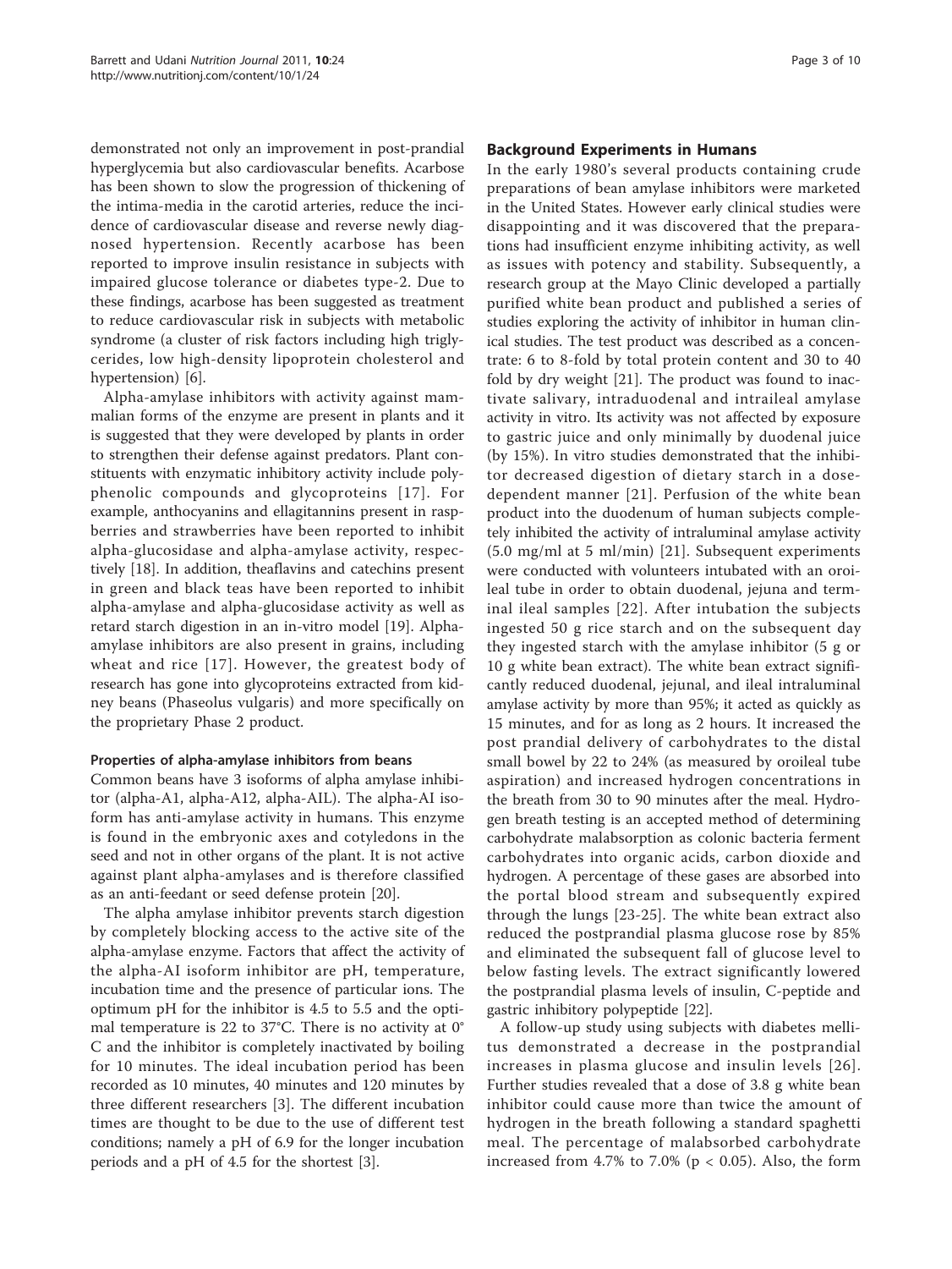demonstrated not only an improvement in post-prandial hyperglycemia but also cardiovascular benefits. Acarbose has been shown to slow the progression of thickening of the intima-media in the carotid arteries, reduce the incidence of cardiovascular disease and reverse newly diagnosed hypertension. Recently acarbose has been reported to improve insulin resistance in subjects with impaired glucose tolerance or diabetes type-2. Due to these findings, acarbose has been suggested as treatment to reduce cardiovascular risk in subjects with metabolic syndrome (a cluster of risk factors including high triglycerides, low high-density lipoprotein cholesterol and hypertension) [6].

Alpha-amylase inhibitors with activity against mammalian forms of the enzyme are present in plants and it is suggested that they were developed by plants in order to strengthen their defense against predators. Plant constituents with enzymatic inhibitory activity include polyphenolic compounds and glycoproteins [17]. For example, anthocyanins and ellagitannins present in raspberries and strawberries have been reported to inhibit alpha-glucosidase and alpha-amylase activity, respectively [18]. In addition, theaflavins and catechins present in green and black teas have been reported to inhibit alpha-amylase and alpha-glucosidase activity as well as retard starch digestion in an in-vitro model [19]. Alpha-amylase inhibitors are also present in grains, including wheat and rice [17]. However, the greatest body of research has gone into glycoproteins extracted from kidney beans (Phaseolus vulgaris) and more specifically on the proprietary Phase 2 product.

### Properties of alpha-amylase inhibitors from beans

Common beans have 3 isoforms of alpha amylase inhibitor (alpha-A1, alpha-A12, alpha-AIL). The alpha-AI isoform has anti-amylase activity in humans. This enzyme is found in the embryonic axes and cotyledons in the seed and not in other organs of the plant. It is not active against plant alpha-amylases and is therefore classified as an anti-feedant or seed defense protein [20].

The alpha amylase inhibitor prevents starch digestion by completely blocking access to the active site of the alpha-amylase enzyme. Factors that affect the activity of the alpha-AI isoform inhibitor are pH, temperature, incubation time and the presence of particular ions. The optimum pH for the inhibitor is 4.5 to 5.5 and the optimal temperature is 22 to 37°C. There is no activity at 0°C and the inhibitor is completely inactivated by boiling for 10 minutes. The ideal incubation period has been recorded as 10 minutes, 40 minutes and 120 minutes by three different researchers [3]. The different incubation times are thought to be due to the use of different test conditions; namely a pH of 6.9 for the longer incubation periods and a pH of 4.5 for the shortest [3].

## Background Experiments in Humans

In the early 1980's several products containing crude preparations of bean amylase inhibitors were marketed in the United States. However early clinical studies were disappointing and it was discovered that the preparations had insufficient enzyme inhibiting activity, as well as issues with potency and stability. Subsequently, a research group at the Mayo Clinic developed a partially purified white bean product and published a series of studies exploring the activity of inhibitor in human clinical studies. The test product was described as a concentrate: 6 to 8-fold by total protein content and 30 to 40 fold by dry weight [21]. The product was found to inactivate salivary, intraduodenal and intraileal amylase activity in vitro. Its activity was not affected by exposure to gastric juice and only minimally by duodenal juice (by 15%). In vitro studies demonstrated that the inhibitor decreased digestion of dietary starch in a dose-dependent manner [21]. Perfusion of the white bean product into the duodenum of human subjects completely inhibited the activity of intraluminal amylase activity (5.0 mg/ml at 5 ml/min) [21]. Subsequent experiments were conducted with volunteers intubated with an oroileal tube in order to obtain duodenal, jejuna and terminal ileal samples [22]. After intubation the subjects ingested 50 g rice starch and on the subsequent day they ingested starch with the amylase inhibitor (5 g or 10 g white bean extract). The white bean extract significantly reduced duodenal, jejunal, and ileal intraluminal amylase activity by more than 95%; it acted as quickly as 15 minutes, and for as long as 2 hours. It increased the post prandial delivery of carbohydrates to the distal small bowel by 22 to 24% (as measured by oroileal tube aspiration) and increased hydrogen concentrations in the breath from 30 to 90 minutes after the meal. Hydrogen breath testing is an accepted method of determining carbohydrate malabsorption as colonic bacteria ferment carbohydrates into organic acids, carbon dioxide and hydrogen. A percentage of these gases are absorbed into the portal blood stream and subsequently expired through the lungs [23-25]. The white bean extract also reduced the postprandial plasma glucose rose by 85% and eliminated the subsequent fall of glucose level to below fasting levels. The extract significantly lowered the postprandial plasma levels of insulin, C-peptide and gastric inhibitory polypeptide [22].

A follow-up study using subjects with diabetes mellitus demonstrated a decrease in the postprandial increases in plasma glucose and insulin levels [26]. Further studies revealed that a dose of 3.8 g white bean inhibitor could cause more than twice the amount of hydrogen in the breath following a standard spaghetti meal. The percentage of malabsorbed carbohydrate increased from 4.7% to 7.0% ($p < 0.05$). Also, the form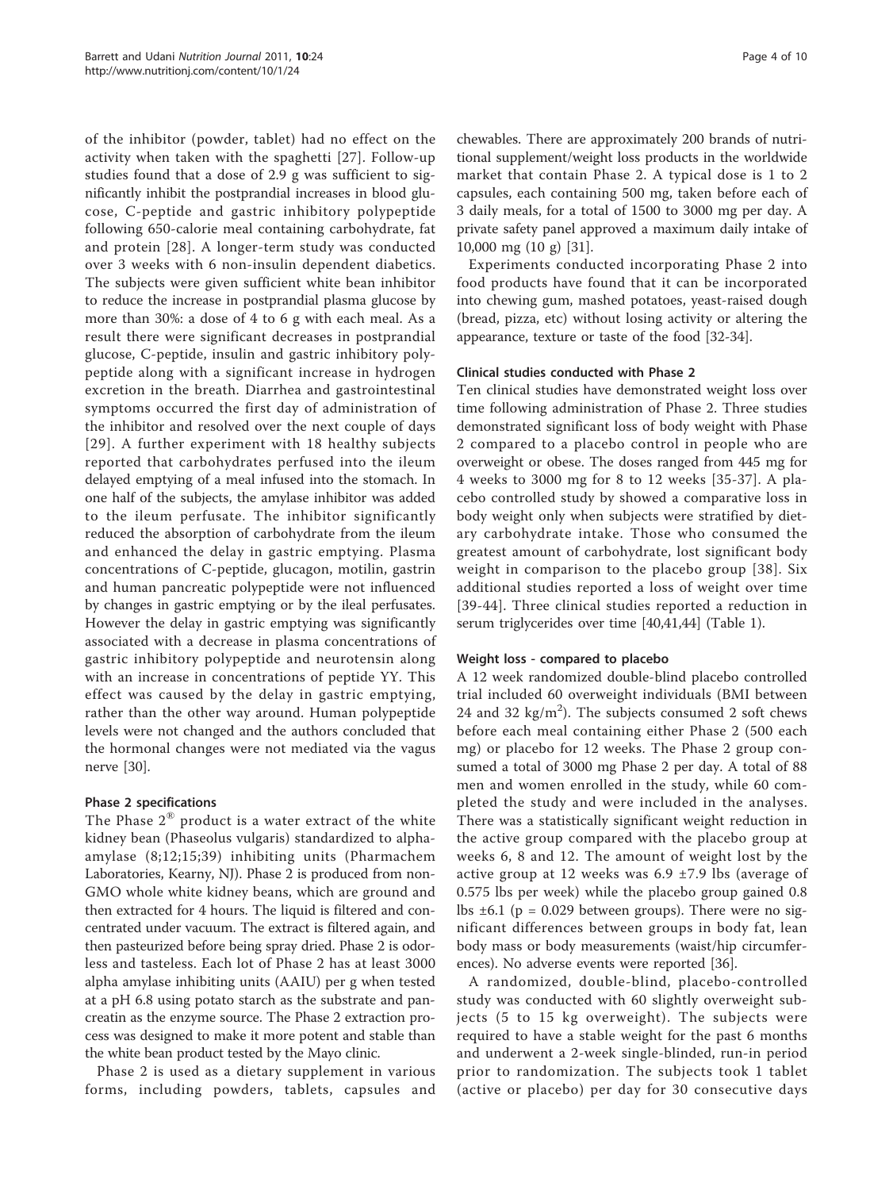of the inhibitor (powder, tablet) had no effect on the activity when taken with the spaghetti [27]. Follow-up studies found that a dose of 2.9 g was sufficient to significantly inhibit the postprandial increases in blood glucose, C-peptide and gastric inhibitory polypeptide following 650-calorie meal containing carbohydrate, fat and protein [28]. A longer-term study was conducted over 3 weeks with 6 non-insulin dependent diabetics. The subjects were given sufficient white bean inhibitor to reduce the increase in postprandial plasma glucose by more than 30%: a dose of 4 to 6 g with each meal. As a result there were significant decreases in postprandial glucose, C-peptide, insulin and gastric inhibitory polypeptide along with a significant increase in hydrogen excretion in the breath. Diarrhea and gastrointestinal symptoms occurred the first day of administration of the inhibitor and resolved over the next couple of days [29]. A further experiment with 18 healthy subjects reported that carbohydrates perfused into the ileum delayed emptying of a meal infused into the stomach. In one half of the subjects, the amylase inhibitor was added to the ileum perfusate. The inhibitor significantly reduced the absorption of carbohydrate from the ileum and enhanced the delay in gastric emptying. Plasma concentrations of C-peptide, glucagon, motilin, gastrin and human pancreatic polypeptide were not influenced by changes in gastric emptying or by the ileal perfusates. However the delay in gastric emptying was significantly associated with a decrease in plasma concentrations of gastric inhibitory polypeptide and neurotensin along with an increase in concentrations of peptide YY. This effect was caused by the delay in gastric emptying, rather than the other way around. Human polypeptide levels were not changed and the authors concluded that the hormonal changes were not mediated via the vagus nerve [30].

### Phase 2 specifications

The Phase 2® product is a water extract of the white kidney bean (Phaseolus vulgaris) standardized to alpha-amylase (8;12;15;39) inhibiting units (Pharmachem Laboratories, Kearny, NJ). Phase 2 is produced from non-GMO whole white kidney beans, which are ground and then extracted for 4 hours. The liquid is filtered and concentrated under vacuum. The extract is filtered again, and then pasteurized before being spray dried. Phase 2 is odorless and tasteless. Each lot of Phase 2 has at least 3000 alpha amylase inhibiting units (AAIU) per g when tested at a pH 6.8 using potato starch as the substrate and pancreatin as the enzyme source. The Phase 2 extraction process was designed to make it more potent and stable than the white bean product tested by the Mayo clinic.

Phase 2 is used as a dietary supplement in various forms, including powders, tablets, capsules and chewables. There are approximately 200 brands of nutritional supplement/weight loss products in the worldwide market that contain Phase 2. A typical dose is 1 to 2 capsules, each containing 500 mg, taken before each of 3 daily meals, for a total of 1500 to 3000 mg per day. A private safety panel approved a maximum daily intake of 10,000 mg (10 g) [31].

Experiments conducted incorporating Phase 2 into food products have found that it can be incorporated into chewing gum, mashed potatoes, yeast-raised dough (bread, pizza, etc) without losing activity or altering the appearance, texture or taste of the food [32-34].

### Clinical studies conducted with Phase 2

Ten clinical studies have demonstrated weight loss over time following administration of Phase 2. Three studies demonstrated significant loss of body weight with Phase 2 compared to a placebo control in people who are overweight or obese. The doses ranged from 445 mg for 4 weeks to 3000 mg for 8 to 12 weeks [35-37]. A placebo controlled study by showed a comparative loss in body weight only when subjects were stratified by dietary carbohydrate intake. Those who consumed the greatest amount of carbohydrate, lost significant body weight in comparison to the placebo group [38]. Six additional studies reported a loss of weight over time [39-44]. Three clinical studies reported a reduction in serum triglycerides over time [40,41,44] (Table 1).

### Weight loss - compared to placebo

A 12 week randomized double-blind placebo controlled trial included 60 overweight individuals (BMI between 24 and 32 kg/m$^2$). The subjects consumed 2 soft chews before each meal containing either Phase 2 (500 each mg) or placebo for 12 weeks. The Phase 2 group consumed a total of 3000 mg Phase 2 per day. A total of 88 men and women enrolled in the study, while 60 completed the study and were included in the analyses. There was a statistically significant weight reduction in the active group compared with the placebo group at weeks 6, 8 and 12. The amount of weight lost by the active group at 12 weeks was 6.9 ±7.9 lbs (average of 0.575 lbs per week) while the placebo group gained 0.8 lbs ±6.1 ($p = 0.029$ between groups). There were no significant differences between groups in body fat, lean body mass or body measurements (waist/hip circumferences). No adverse events were reported [36].

A randomized, double-blind, placebo-controlled study was conducted with 60 slightly overweight subjects (5 to 15 kg overweight). The subjects were required to have a stable weight for the past 6 months and underwent a 2-week single-blinded, run-in period prior to randomization. The subjects took 1 tablet (active or placebo) per day for 30 consecutive days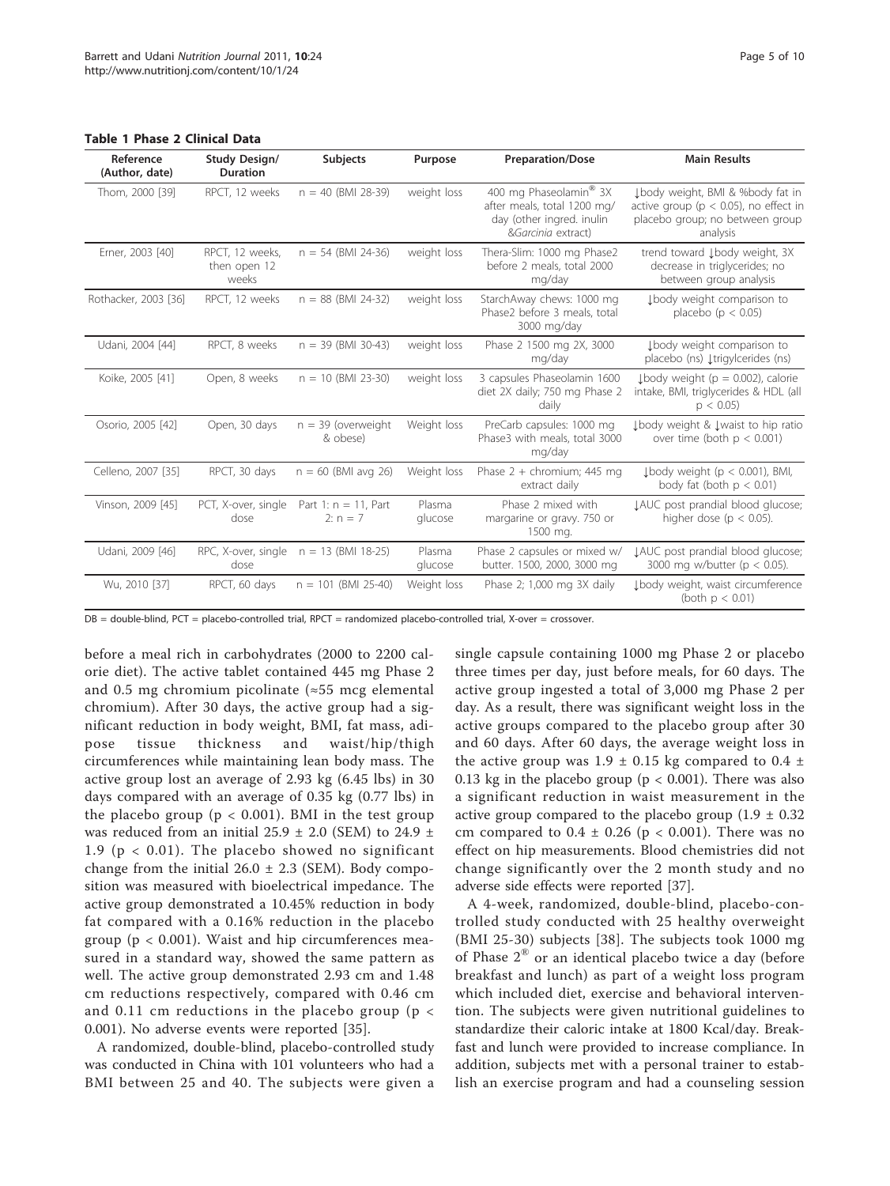**Table 1 Phase 2 Clinical Data**

| Reference (Author, date) | Study Design/ Duration | Subjects | Purpose | Preparation/Dose | Main Results |
|---|---|---|---|---|---|
| Thom, 2000 [39] | RPCT, 12 weeks | n = 40 (BMI 28-39) | weight loss | 400 mg Phaseolamin® 3X after meals, total 1200 mg/ day (other ingred. inulin &*Garcinia* extract) | ↓body weight, BMI & %body fat in active group ($p < 0.05$), no effect in placebo group; no between group analysis |
| Erner, 2003 [40] | RPCT, 12 weeks, then open 12 weeks | n = 54 (BMI 24-36) | weight loss | Thera-Slim: 1000 mg Phase2 before 2 meals, total 2000 mg/day | trend toward ↓body weight, 3X decrease in triglycerides; no between group analysis |
| Rothacker, 2003 [36] | RPCT, 12 weeks | n = 88 (BMI 24-32) | weight loss | StarchAway chews: 1000 mg Phase2 before 3 meals, total 3000 mg/day | ↓body weight comparison to placebo ($p < 0.05$) |
| Udani, 2004 [44] | RPCT, 8 weeks | n = 39 (BMI 30-43) | weight loss | Phase 2 1500 mg 2X, 3000 mg/day | ↓body weight comparison to placebo (ns) ↓trigylcerides (ns) |
| Koike, 2005 [41] | Open, 8 weeks | n = 10 (BMI 23-30) | weight loss | 3 capsules Phaseolamin 1600 diet 2X daily; 750 mg Phase 2 daily | ↓body weight ($p = 0.002$), calorie intake, BMI, triglycerides & HDL (all $p < 0.05$) |
| Osorio, 2005 [42] | Open, 30 days | n = 39 (overweight & obese) | Weight loss | PreCarb capsules: 1000 mg Phase3 with meals, total 3000 mg/day | ↓body weight & ↓waist to hip ratio over time (both $p < 0.001$) |
| Celleno, 2007 [35] | RPCT, 30 days | n = 60 (BMI avg 26) | Weight loss | Phase 2 + chromium; 445 mg extract daily | ↓body weight ($p < 0.001$), BMI, body fat (both $p < 0.01$) |
| Vinson, 2009 [45] | PCT, X-over, single dose | Part 1: n = 11, Part 2: n = 7 | Plasma glucose | Phase 2 mixed with margarine or gravy. 750 or 1500 mg. | ↓AUC post prandial blood glucose; higher dose ($p < 0.05$). |
| Udani, 2009 [46] | RPC, X-over, single dose | n = 13 (BMI 18-25) | Plasma glucose | Phase 2 capsules or mixed w/ butter. 1500, 2000, 3000 mg | ↓AUC post prandial blood glucose; 3000 mg w/butter ($p < 0.05$). |
| Wu, 2010 [37] | RPCT, 60 days | n = 101 (BMI 25-40) | Weight loss | Phase 2; 1,000 mg 3X daily | ↓body weight, waist circumference (both $p < 0.01$) |

DB = double-blind, PCT = placebo-controlled trial, RPCT = randomized placebo-controlled trial, X-over = crossover.

before a meal rich in carbohydrates (2000 to 2200 calorie diet). The active tablet contained 445 mg Phase 2 and 0.5 mg chromium picolinate (≈55 mcg elemental chromium). After 30 days, the active group had a significant reduction in body weight, BMI, fat mass, adipose tissue thickness and waist/hip/thigh circumferences while maintaining lean body mass. The active group lost an average of 2.93 kg (6.45 lbs) in 30 days compared with an average of 0.35 kg (0.77 lbs) in the placebo group ($p < 0.001$). BMI in the test group was reduced from an initial 25.9 ± 2.0 (SEM) to 24.9 ± 1.9 ($p < 0.01$). The placebo showed no significant change from the initial 26.0 ± 2.3 (SEM). Body composition was measured with bioelectrical impedance. The active group demonstrated a 10.45% reduction in body fat compared with a 0.16% reduction in the placebo group ($p < 0.001$). Waist and hip circumferences measured in a standard way, showed the same pattern as well. The active group demonstrated 2.93 cm and 1.48 cm reductions respectively, compared with 0.46 cm and 0.11 cm reductions in the placebo group ($p < 0.001$). No adverse events were reported [35].

A randomized, double-blind, placebo-controlled study was conducted in China with 101 volunteers who had a BMI between 25 and 40. The subjects were given a single capsule containing 1000 mg Phase 2 or placebo three times per day, just before meals, for 60 days. The active group ingested a total of 3,000 mg Phase 2 per day. As a result, there was significant weight loss in the active groups compared to the placebo group after 30 and 60 days. After 60 days, the average weight loss in the active group was 1.9 ± 0.15 kg compared to 0.4 ± 0.13 kg in the placebo group ($p < 0.001$). There was also a significant reduction in waist measurement in the active group compared to the placebo group (1.9 ± 0.32 cm compared to 0.4 ± 0.26 ($p < 0.001$). There was no effect on hip measurements. Blood chemistries did not change significantly over the 2 month study and no adverse side effects were reported [37].

A 4-week, randomized, double-blind, placebo-controlled study conducted with 25 healthy overweight (BMI 25-30) subjects [38]. The subjects took 1000 mg of Phase 2® or an identical placebo twice a day (before breakfast and lunch) as part of a weight loss program which included diet, exercise and behavioral intervention. The subjects were given nutritional guidelines to standardize their caloric intake at 1800 Kcal/day. Breakfast and lunch were provided to increase compliance. In addition, subjects met with a personal trainer to establish an exercise program and had a counseling session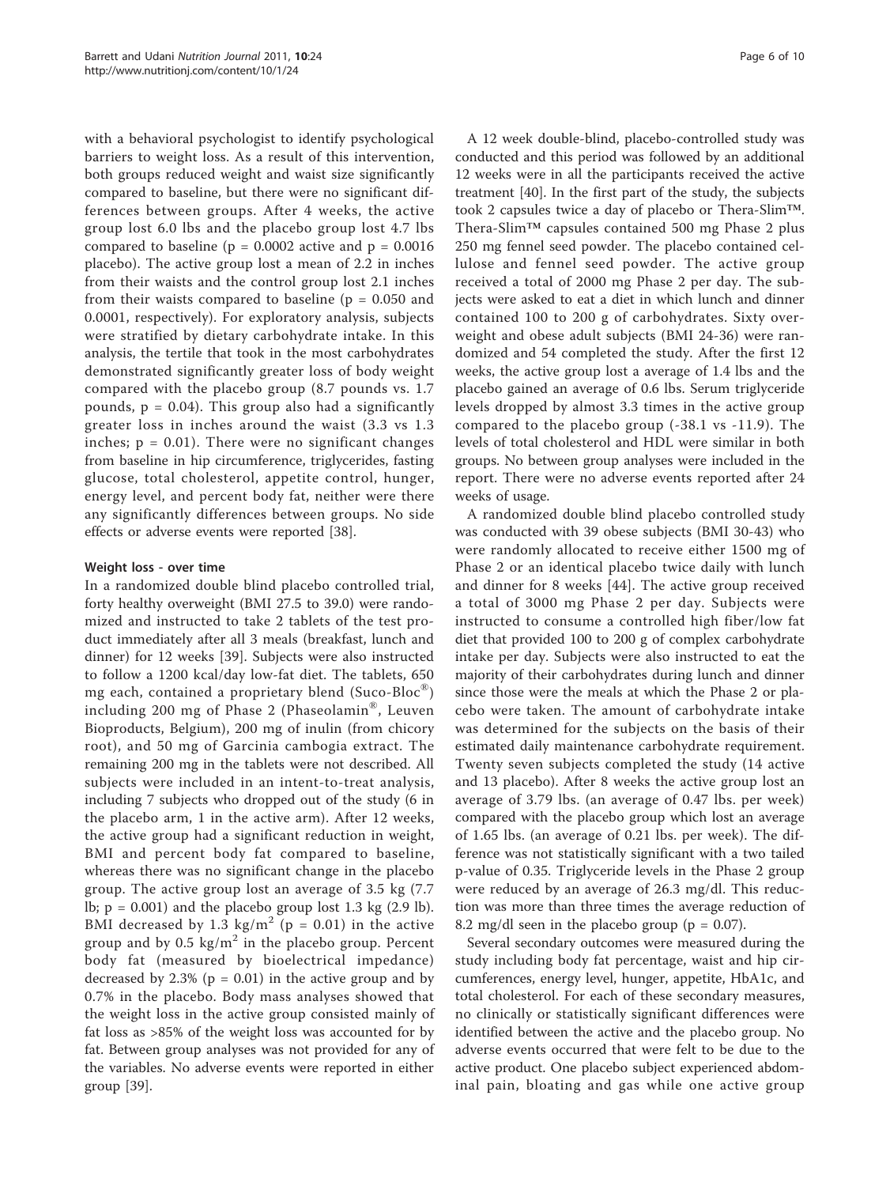with a behavioral psychologist to identify psychological barriers to weight loss. As a result of this intervention, both groups reduced weight and waist size significantly compared to baseline, but there were no significant differences between groups. After 4 weeks, the active group lost 6.0 lbs and the placebo group lost 4.7 lbs compared to baseline ($p = 0.0002$ active and $p = 0.0016$ placebo). The active group lost a mean of 2.2 in inches from their waists and the control group lost 2.1 inches from their waists compared to baseline ($p = 0.050$ and 0.0001, respectively). For exploratory analysis, subjects were stratified by dietary carbohydrate intake. In this analysis, the tertile that took in the most carbohydrates demonstrated significantly greater loss of body weight compared with the placebo group (8.7 pounds vs. 1.7 pounds, $p = 0.04$). This group also had a significantly greater loss in inches around the waist (3.3 vs 1.3 inches; $p = 0.01$). There were no significant changes from baseline in hip circumference, triglycerides, fasting glucose, total cholesterol, appetite control, hunger, energy level, and percent body fat, neither were there any significantly differences between groups. No side effects or adverse events were reported [38].

#### Weight loss - over time

In a randomized double blind placebo controlled trial, forty healthy overweight (BMI 27.5 to 39.0) were randomized and instructed to take 2 tablets of the test product immediately after all 3 meals (breakfast, lunch and dinner) for 12 weeks [39]. Subjects were also instructed to follow a 1200 kcal/day low-fat diet. The tablets, 650 mg each, contained a proprietary blend (Suco-Bloc®) including 200 mg of Phase 2 (Phaseolamin®, Leuven Bioproducts, Belgium), 200 mg of inulin (from chicory root), and 50 mg of Garcinia cambogia extract. The remaining 200 mg in the tablets were not described. All subjects were included in an intent-to-treat analysis, including 7 subjects who dropped out of the study (6 in the placebo arm, 1 in the active arm). After 12 weeks, the active group had a significant reduction in weight, BMI and percent body fat compared to baseline, whereas there was no significant change in the placebo group. The active group lost an average of 3.5 kg (7.7 lb; $p = 0.001$) and the placebo group lost 1.3 kg (2.9 lb). BMI decreased by 1.3 $kg/m^2$ ($p = 0.01$) in the active group and by 0.5 $kg/m^2$ in the placebo group. Percent body fat (measured by bioelectrical impedance) decreased by 2.3% ($p = 0.01$) in the active group and by 0.7% in the placebo. Body mass analyses showed that the weight loss in the active group consisted mainly of fat loss as >85% of the weight loss was accounted for by fat. Between group analyses was not provided for any of the variables. No adverse events were reported in either group [39].

A 12 week double-blind, placebo-controlled study was conducted and this period was followed by an additional 12 weeks were in all the participants received the active treatment [40]. In the first part of the study, the subjects took 2 capsules twice a day of placebo or Thera-Slim™. Thera-Slim™ capsules contained 500 mg Phase 2 plus 250 mg fennel seed powder. The placebo contained cellulose and fennel seed powder. The active group received a total of 2000 mg Phase 2 per day. The subjects were asked to eat a diet in which lunch and dinner contained 100 to 200 g of carbohydrates. Sixty overweight and obese adult subjects (BMI 24-36) were randomized and 54 completed the study. After the first 12 weeks, the active group lost a average of 1.4 lbs and the placebo gained an average of 0.6 lbs. Serum triglyceride levels dropped by almost 3.3 times in the active group compared to the placebo group (-38.1 vs -11.9). The levels of total cholesterol and HDL were similar in both groups. No between group analyses were included in the report. There were no adverse events reported after 24 weeks of usage.

A randomized double blind placebo controlled study was conducted with 39 obese subjects (BMI 30-43) who were randomly allocated to receive either 1500 mg of Phase 2 or an identical placebo twice daily with lunch and dinner for 8 weeks [44]. The active group received a total of 3000 mg Phase 2 per day. Subjects were instructed to consume a controlled high fiber/low fat diet that provided 100 to 200 g of complex carbohydrate intake per day. Subjects were also instructed to eat the majority of their carbohydrates during lunch and dinner since those were the meals at which the Phase 2 or placebo were taken. The amount of carbohydrate intake was determined for the subjects on the basis of their estimated daily maintenance carbohydrate requirement. Twenty seven subjects completed the study (14 active and 13 placebo). After 8 weeks the active group lost an average of 3.79 lbs. (an average of 0.47 lbs. per week) compared with the placebo group which lost an average of 1.65 lbs. (an average of 0.21 lbs. per week). The difference was not statistically significant with a two tailed p-value of 0.35. Triglyceride levels in the Phase 2 group were reduced by an average of 26.3 mg/dl. This reduction was more than three times the average reduction of 8.2 mg/dl seen in the placebo group ($p = 0.07$).

Several secondary outcomes were measured during the study including body fat percentage, waist and hip circumferences, energy level, hunger, appetite, HbA1c, and total cholesterol. For each of these secondary measures, no clinically or statistically significant differences were identified between the active and the placebo group. No adverse events occurred that were felt to be due to the active product. One placebo subject experienced abdominal pain, bloating and gas while one active group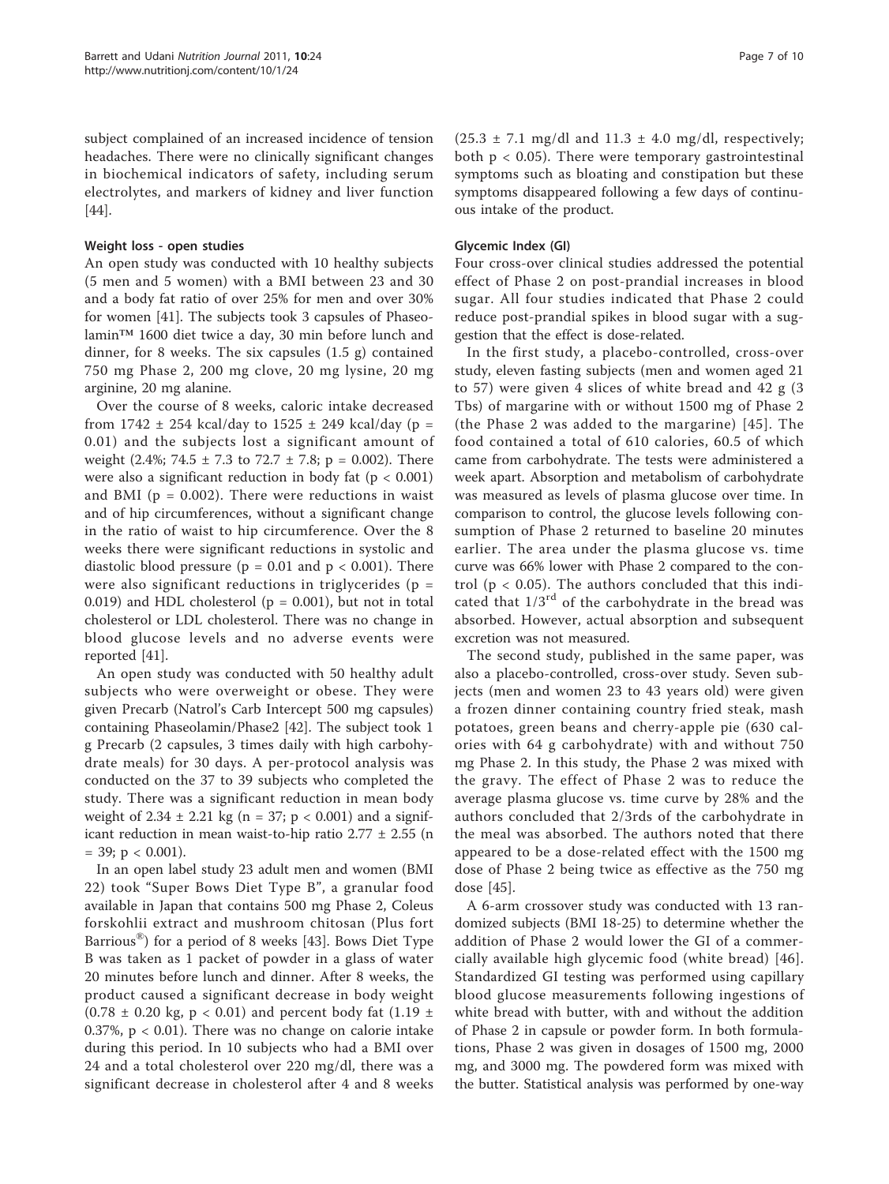subject complained of an increased incidence of tension headaches. There were no clinically significant changes in biochemical indicators of safety, including serum electrolytes, and markers of kidney and liver function [44].

### Weight loss - open studies

An open study was conducted with 10 healthy subjects (5 men and 5 women) with a BMI between 23 and 30 and a body fat ratio of over 25% for men and over 30% for women [41]. The subjects took 3 capsules of Phaseolamin™ 1600 diet twice a day, 30 min before lunch and dinner, for 8 weeks. The six capsules (1.5 g) contained 750 mg Phase 2, 200 mg clove, 20 mg lysine, 20 mg arginine, 20 mg alanine.

Over the course of 8 weeks, caloric intake decreased from 1742 ± 254 kcal/day to 1525 ± 249 kcal/day ($p = 0.01$) and the subjects lost a significant amount of weight (2.4%; 74.5 ± 7.3 to 72.7 ± 7.8; $p = 0.002$). There were also a significant reduction in body fat ($p < 0.001$) and BMI ($p = 0.002$). There were reductions in waist and of hip circumferences, without a significant change in the ratio of waist to hip circumference. Over the 8 weeks there were significant reductions in systolic and diastolic blood pressure ($p = 0.01$ and $p < 0.001$). There were also significant reductions in triglycerides ($p = 0.019$) and HDL cholesterol ($p = 0.001$), but not in total cholesterol or LDL cholesterol. There was no change in blood glucose levels and no adverse events were reported [41].

An open study was conducted with 50 healthy adult subjects who were overweight or obese. They were given Precarb (Natrol's Carb Intercept 500 mg capsules) containing Phaseolamin/Phase2 [42]. The subject took 1 g Precarb (2 capsules, 3 times daily with high carbohydrate meals) for 30 days. A per-protocol analysis was conducted on the 37 to 39 subjects who completed the study. There was a significant reduction in mean body weight of 2.34 ± 2.21 kg ($n = 37$; $p < 0.001$) and a significant reduction in mean waist-to-hip ratio 2.77 ± 2.55 ($n = 39$; $p < 0.001$).

In an open label study 23 adult men and women (BMI 22) took "Super Bows Diet Type B", a granular food available in Japan that contains 500 mg Phase 2, Coleus forskohlii extract and mushroom chitosan (Plus fort Barrious®) for a period of 8 weeks [43]. Bows Diet Type B was taken as 1 packet of powder in a glass of water 20 minutes before lunch and dinner. After 8 weeks, the product caused a significant decrease in body weight (0.78 ± 0.20 kg, $p < 0.01$) and percent body fat (1.19 ± 0.37%, $p < 0.01$). There was no change on calorie intake during this period. In 10 subjects who had a BMI over 24 and a total cholesterol over 220 mg/dl, there was a significant decrease in cholesterol after 4 and 8 weeks (25.3 ± 7.1 mg/dl and 11.3 ± 4.0 mg/dl, respectively; both $p < 0.05$). There were temporary gastrointestinal symptoms such as bloating and constipation but these symptoms disappeared following a few days of continuous intake of the product.

### Glycemic Index (GI)

Four cross-over clinical studies addressed the potential effect of Phase 2 on post-prandial increases in blood sugar. All four studies indicated that Phase 2 could reduce post-prandial spikes in blood sugar with a suggestion that the effect is dose-related.

In the first study, a placebo-controlled, cross-over study, eleven fasting subjects (men and women aged 21 to 57) were given 4 slices of white bread and 42 g (3 Tbs) of margarine with or without 1500 mg of Phase 2 (the Phase 2 was added to the margarine) [45]. The food contained a total of 610 calories, 60.5 of which came from carbohydrate. The tests were administered a week apart. Absorption and metabolism of carbohydrate was measured as levels of plasma glucose over time. In comparison to control, the glucose levels following consumption of Phase 2 returned to baseline 20 minutes earlier. The area under the plasma glucose vs. time curve was 66% lower with Phase 2 compared to the control ($p < 0.05$). The authors concluded that this indicated that 1/3rd of the carbohydrate in the bread was absorbed. However, actual absorption and subsequent excretion was not measured.

The second study, published in the same paper, was also a placebo-controlled, cross-over study. Seven subjects (men and women 23 to 43 years old) were given a frozen dinner containing country fried steak, mash potatoes, green beans and cherry-apple pie (630 calories with 64 g carbohydrate) with and without 750 mg Phase 2. In this study, the Phase 2 was mixed with the gravy. The effect of Phase 2 was to reduce the average plasma glucose vs. time curve by 28% and the authors concluded that 2/3rds of the carbohydrate in the meal was absorbed. The authors noted that there appeared to be a dose-related effect with the 1500 mg dose of Phase 2 being twice as effective as the 750 mg dose [45].

A 6-arm crossover study was conducted with 13 randomized subjects (BMI 18-25) to determine whether the addition of Phase 2 would lower the GI of a commercially available high glycemic food (white bread) [46]. Standardized GI testing was performed using capillary blood glucose measurements following ingestions of white bread with butter, with and without the addition of Phase 2 in capsule or powder form. In both formulations, Phase 2 was given in dosages of 1500 mg, 2000 mg, and 3000 mg. The powdered form was mixed with the butter. Statistical analysis was performed by one-way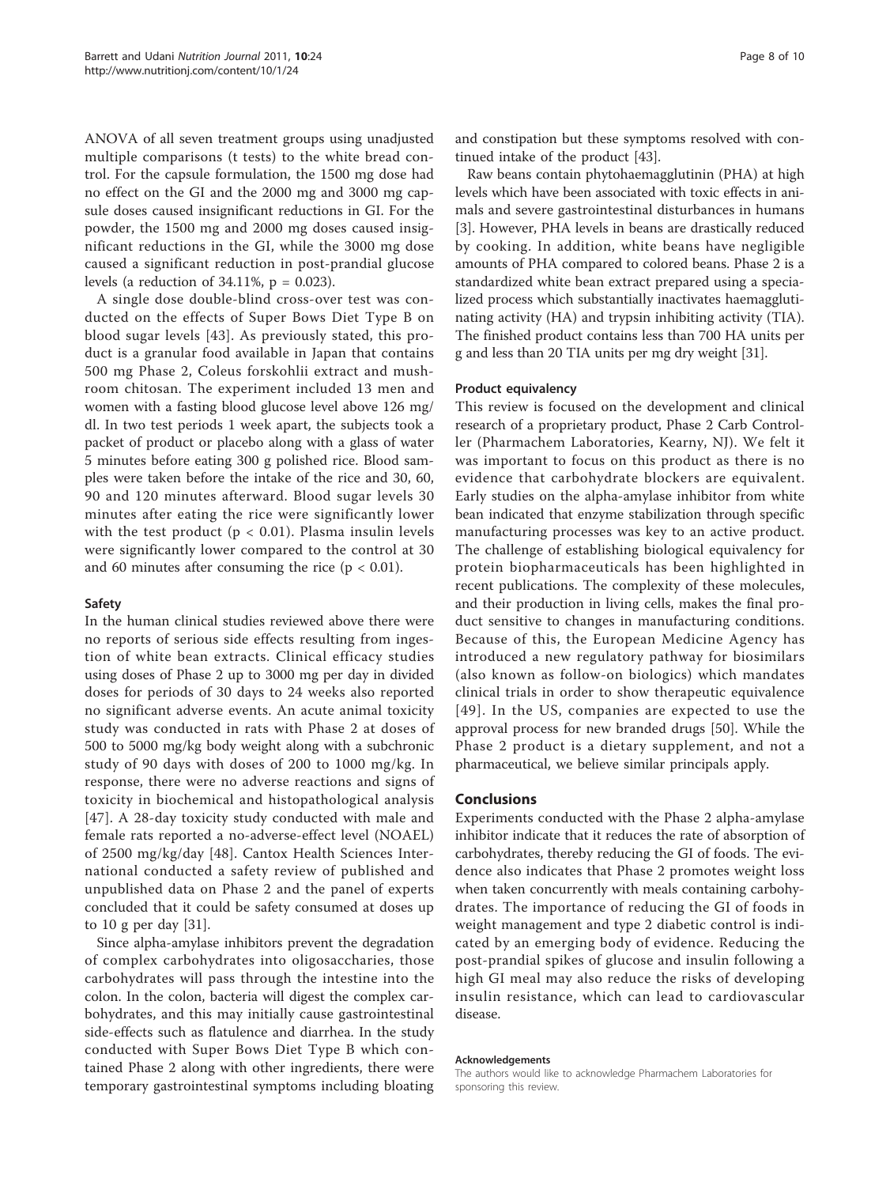ANOVA of all seven treatment groups using unadjusted multiple comparisons (t tests) to the white bread control. For the capsule formulation, the 1500 mg dose had no effect on the GI and the 2000 mg and 3000 mg capsule doses caused insignificant reductions in GI. For the powder, the 1500 mg and 2000 mg doses caused insignificant reductions in the GI, while the 3000 mg dose caused a significant reduction in post-prandial glucose levels (a reduction of 34.11%, $p = 0.023$).

A single dose double-blind cross-over test was conducted on the effects of Super Bows Diet Type B on blood sugar levels [43]. As previously stated, this product is a granular food available in Japan that contains 500 mg Phase 2, Coleus forskohlii extract and mushroom chitosan. The experiment included 13 men and women with a fasting blood glucose level above 126 mg/dl. In two test periods 1 week apart, the subjects took a packet of product or placebo along with a glass of water 5 minutes before eating 300 g polished rice. Blood samples were taken before the intake of the rice and 30, 60, 90 and 120 minutes afterward. Blood sugar levels 30 minutes after eating the rice were significantly lower with the test product ($p < 0.01$). Plasma insulin levels were significantly lower compared to the control at 30 and 60 minutes after consuming the rice ($p < 0.01$).

### Safety

In the human clinical studies reviewed above there were no reports of serious side effects resulting from ingestion of white bean extracts. Clinical efficacy studies using doses of Phase 2 up to 3000 mg per day in divided doses for periods of 30 days to 24 weeks also reported no significant adverse events. An acute animal toxicity study was conducted in rats with Phase 2 at doses of 500 to 5000 mg/kg body weight along with a subchronic study of 90 days with doses of 200 to 1000 mg/kg. In response, there were no adverse reactions and signs of toxicity in biochemical and histopathological analysis [47]. A 28-day toxicity study conducted with male and female rats reported a no-adverse-effect level (NOAEL) of 2500 mg/kg/day [48]. Cantox Health Sciences International conducted a safety review of published and unpublished data on Phase 2 and the panel of experts concluded that it could be safety consumed at doses up to 10 g per day [31].

Since alpha-amylase inhibitors prevent the degradation of complex carbohydrates into oligosaccharies, those carbohydrates will pass through the intestine into the colon. In the colon, bacteria will digest the complex carbohydrates, and this may initially cause gastrointestinal side-effects such as flatulence and diarrhea. In the study conducted with Super Bows Diet Type B which contained Phase 2 along with other ingredients, there were temporary gastrointestinal symptoms including bloating and constipation but these symptoms resolved with continued intake of the product [43].

Raw beans contain phytohaemagglutinin (PHA) at high levels which have been associated with toxic effects in animals and severe gastrointestinal disturbances in humans [3]. However, PHA levels in beans are drastically reduced by cooking. In addition, white beans have negligible amounts of PHA compared to colored beans. Phase 2 is a standardized white bean extract prepared using a specialized process which substantially inactivates haemagglutinating activity (HA) and trypsin inhibiting activity (TIA). The finished product contains less than 700 HA units per g and less than 20 TIA units per mg dry weight [31].

### Product equivalency

This review is focused on the development and clinical research of a proprietary product, Phase 2 Carb Controller (Pharmachem Laboratories, Kearny, NJ). We felt it was important to focus on this product as there is no evidence that carbohydrate blockers are equivalent. Early studies on the alpha-amylase inhibitor from white bean indicated that enzyme stabilization through specific manufacturing processes was key to an active product. The challenge of establishing biological equivalency for protein biopharmaceuticals has been highlighted in recent publications. The complexity of these molecules, and their production in living cells, makes the final product sensitive to changes in manufacturing conditions. Because of this, the European Medicine Agency has introduced a new regulatory pathway for biosimilars (also known as follow-on biologics) which mandates clinical trials in order to show therapeutic equivalence [49]. In the US, companies are expected to use the approval process for new branded drugs [50]. While the Phase 2 product is a dietary supplement, and not a pharmaceutical, we believe similar principals apply.

## Conclusions

Experiments conducted with the Phase 2 alpha-amylase inhibitor indicate that it reduces the rate of absorption of carbohydrates, thereby reducing the GI of foods. The evidence also indicates that Phase 2 promotes weight loss when taken concurrently with meals containing carbohydrates. The importance of reducing the GI of foods in weight management and type 2 diabetic control is indicated by an emerging body of evidence. Reducing the post-prandial spikes of glucose and insulin following a high GI meal may also reduce the risks of developing insulin resistance, which can lead to cardiovascular disease.

#### Acknowledgements

The authors would like to acknowledge Pharmachem Laboratories for sponsoring this review.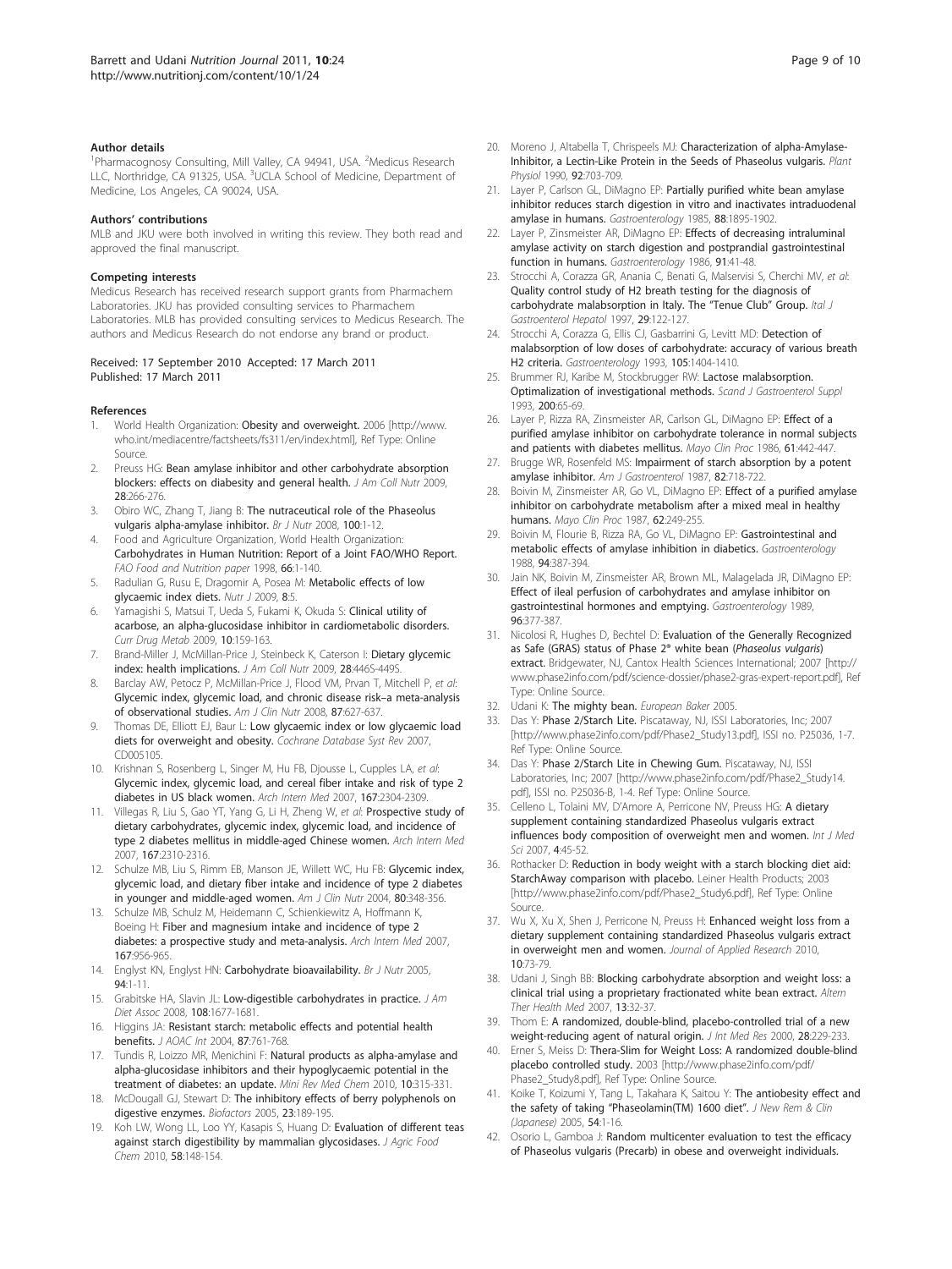#### Author details

[1]Pharmacognosy Consulting, Mill Valley, CA 94941, USA. [2]Medicus Research LLC, Northridge, CA 91325, USA. [3]UCLA School of Medicine, Department of Medicine, Los Angeles, CA 90024, USA.

#### Authors' contributions

MLB and JKU were both involved in writing this review. They both read and approved the final manuscript.

#### Competing interests

Medicus Research has received research support grants from Pharmachem Laboratories. JKU has provided consulting services to Pharmachem Laboratories. MLB has provided consulting services to Medicus Research. The authors and Medicus Research do not endorse any brand or product.

Received: 17 September 2010 Accepted: 17 March 2011
Published: 17 March 2011

#### References

1. World Health Organization: **Obesity and overweight.** 2006 [http://www.who.int/mediacentre/factsheets/fs311/en/index.html], Ref Type: Online Source.
2. Preuss HG: **Bean amylase inhibitor and other carbohydrate absorption blockers: effects on diabesity and general health.** *J Am Coll Nutr* 2009, **28**:266-276.
3. Obiro WC, Zhang T, Jiang B: **The nutraceutical role of the Phaseolus vulgaris alpha-amylase inhibitor.** *Br J Nutr* 2008, **100**:1-12.
4. Food and Agriculture Organization, World Health Organization: **Carbohydrates in Human Nutrition: Report of a Joint FAO/WHO Report.** *FAO Food and Nutrition paper* 1998, **66**:1-140.
5. Radulian G, Rusu E, Dragomir A, Posea M: **Metabolic effects of low glycaemic index diets.** *Nutr J* 2009, **8**:5.
6. Yamagishi S, Matsui T, Ueda S, Fukami K, Okuda S: **Clinical utility of acarbose, an alpha-glucosidase inhibitor in cardiometabolic disorders.** *Curr Drug Metab* 2009, **10**:159-163.
7. Brand-Miller J, McMillan-Price J, Steinbeck K, Caterson I: **Dietary glycemic index: health implications.** *J Am Coll Nutr* 2009, **28**:446S-449S.
8. Barclay AW, Petocz P, McMillan-Price J, Flood VM, Prvan T, Mitchell P, *et al*: **Glycemic index, glycemic load, and chronic disease risk–a meta-analysis of observational studies.** *Am J Clin Nutr* 2008, **87**:627-637.
9. Thomas DE, Elliott EJ, Baur L: **Low glycaemic index or low glycaemic load diets for overweight and obesity.** *Cochrane Database Syst Rev* 2007, CD005105.
10. Krishnan S, Rosenberg L, Singer M, Hu FB, Djousse L, Cupples LA, *et al*: **Glycemic index, glycemic load, and cereal fiber intake and risk of type 2 diabetes in US black women.** *Arch Intern Med* 2007, **167**:2304-2309.
11. Villegas R, Liu S, Gao YT, Yang G, Li H, Zheng W, *et al*: **Prospective study of dietary carbohydrates, glycemic index, glycemic load, and incidence of type 2 diabetes mellitus in middle-aged Chinese women.** *Arch Intern Med* 2007, **167**:2310-2316.
12. Schulze MB, Liu S, Rimm EB, Manson JE, Willett WC, Hu FB: **Glycemic index, glycemic load, and dietary fiber intake and incidence of type 2 diabetes in younger and middle-aged women.** *Am J Clin Nutr* 2004, **80**:348-356.
13. Schulze MB, Schulz M, Heidemann C, Schienkiewitz A, Hoffmann K, Boeing H: **Fiber and magnesium intake and incidence of type 2 diabetes: a prospective study and meta-analysis.** *Arch Intern Med* 2007, **167**:956-965.
14. Englyst KN, Englyst HN: **Carbohydrate bioavailability.** *Br J Nutr* 2005, **94**:1-11.
15. Grabitske HA, Slavin JL: **Low-digestible carbohydrates in practice.** *J Am Diet Assoc* 2008, **108**:1677-1681.
16. Higgins JA: **Resistant starch: metabolic effects and potential health benefits.** *J AOAC Int* 2004, **87**:761-768.
17. Tundis R, Loizzo MR, Menichini F: **Natural products as alpha-amylase and alpha-glucosidase inhibitors and their hypoglycaemic potential in the treatment of diabetes: an update.** *Mini Rev Med Chem* 2010, **10**:315-331.
18. McDougall GJ, Stewart D: **The inhibitory effects of berry polyphenols on digestive enzymes.** *Biofactors* 2005, **23**:189-195.
19. Koh LW, Wong LL, Loo YY, Kasapis S, Huang D: **Evaluation of different teas against starch digestibility by mammalian glycosidases.** *J Agric Food Chem* 2010, **58**:148-154.
20. Moreno J, Altabella T, Chrispeels MJ: **Characterization of alpha-Amylase-Inhibitor, a Lectin-Like Protein in the Seeds of Phaseolus vulgaris.** *Plant Physiol* 1990, **92**:703-709.
21. Layer P, Carlson GL, DiMagno EP: **Partially purified white bean amylase inhibitor reduces starch digestion in vitro and inactivates intraduodenal amylase in humans.** *Gastroenterology* 1985, **88**:1895-1902.
22. Layer P, Zinsmeister AR, DiMagno EP: **Effects of decreasing intraluminal amylase activity on starch digestion and postprandial gastrointestinal function in humans.** *Gastroenterology* 1986, **91**:41-48.
23. Strocchi A, Corazza GR, Anania C, Benati G, Malservisi S, Cherchi MV, *et al*: **Quality control study of H2 breath testing for the diagnosis of carbohydrate malabsorption in Italy. The "Tenue Club" Group.** *Ital J Gastroenterol Hepatol* 1997, **29**:122-127.
24. Strocchi A, Corazza G, Ellis CJ, Gasbarrini G, Levitt MD: **Detection of malabsorption of low doses of carbohydrate: accuracy of various breath H2 criteria.** *Gastroenterology* 1993, **105**:1404-1410.
25. Brummer RJ, Karibe M, Stockbrugger RW: **Lactose malabsorption. Optimalization of investigational methods.** *Scand J Gastroenterol Suppl* 1993, **200**:65-69.
26. Layer P, Rizza RA, Zinsmeister AR, Carlson GL, DiMagno EP: **Effect of a purified amylase inhibitor on carbohydrate tolerance in normal subjects and patients with diabetes mellitus.** *Mayo Clin Proc* 1986, **61**:442-447.
27. Brugge WR, Rosenfeld MS: **Impairment of starch absorption by a potent amylase inhibitor.** *Am J Gastroenterol* 1987, **82**:718-722.
28. Boivin M, Zinsmeister AR, Go VL, DiMagno EP: **Effect of a purified amylase inhibitor on carbohydrate metabolism after a mixed meal in healthy humans.** *Mayo Clin Proc* 1987, **62**:249-255.
29. Boivin M, Flourie B, Rizza RA, Go VL, DiMagno EP: **Gastrointestinal and metabolic effects of amylase inhibition in diabetics.** *Gastroenterology* 1988, **94**:387-394.
30. Jain NK, Boivin M, Zinsmeister AR, Brown ML, Malagelada JR, DiMagno EP: **Effect of ileal perfusion of carbohydrates and amylase inhibitor on gastrointestinal hormones and emptying.** *Gastroenterology* 1989, **96**:377-387.
31. Nicolosi R, Hughes D, Bechtel D: **Evaluation of the Generally Recognized as Safe (GRAS) status of Phase 2® white bean (*Phaseolus vulgaris*) extract.** Bridgewater, NJ, Cantox Health Sciences International; 2007 [http://www.phase2info.com/pdf/science-dossier/phase2-gras-expert-report.pdf], Ref Type: Online Source.
32. Udani K: **The mighty bean.** *European Baker* 2005.
33. Das Y: **Phase 2/Starch Lite.** Piscataway, NJ, ISSI Laboratories, Inc; 2007 [http://www.phase2info.com/pdf/Phase2_Study13.pdf], ISSI no. P25036, 1-7. Ref Type: Online Source.
34. Das Y: **Phase 2/Starch Lite in Chewing Gum.** Piscataway, NJ, ISSI Laboratories, Inc; 2007 [http://www.phase2info.com/pdf/Phase2_Study14.pdf], ISSI no. P25036-B, 1-4. Ref Type: Online Source.
35. Celleno L, Tolaini MV, D'Amore A, Perricone NV, Preuss HG: **A dietary supplement containing standardized Phaseolus vulgaris extract influences body composition of overweight men and women.** *Int J Med Sci* 2007, **4**:45-52.
36. Rothacker D: **Reduction in body weight with a starch blocking diet aid: StarchAway comparison with placebo.** Leiner Health Products; 2003 [http://www.phase2info.com/pdf/Phase2_Study6.pdf], Ref Type: Online Source.
37. Wu X, Xu X, Shen J, Perricone N, Preuss H: **Enhanced weight loss from a dietary supplement containing standardized Phaseolus vulgaris extract in overweight men and women.** *Journal of Applied Research* 2010, **10**:73-79.
38. Udani J, Singh BB: **Blocking carbohydrate absorption and weight loss: a clinical trial using a proprietary fractionated white bean extract.** *Altern Ther Health Med* 2007, **13**:32-37.
39. Thom E: **A randomized, double-blind, placebo-controlled trial of a new weight-reducing agent of natural origin.** *J Int Med Res* 2000, **28**:229-233.
40. Erner S, Meiss D: **Thera-Slim for Weight Loss: A randomized double-blind placebo controlled study.** 2003 [http://www.phase2info.com/pdf/Phase2_Study8.pdf], Ref Type: Online Source.
41. Koike T, Koizumi Y, Tang L, Takahara K, Saitou Y: **The antiobesity effect and the safety of taking "Phaseolamin(TM) 1600 diet".** *J New Rem & Clin (Japanese)* 2005, **54**:1-16.
42. Osorio L, Gamboa J: **Random multicenter evaluation to test the efficacy of Phaseolus vulgaris (Precarb) in obese and overweight individuals.**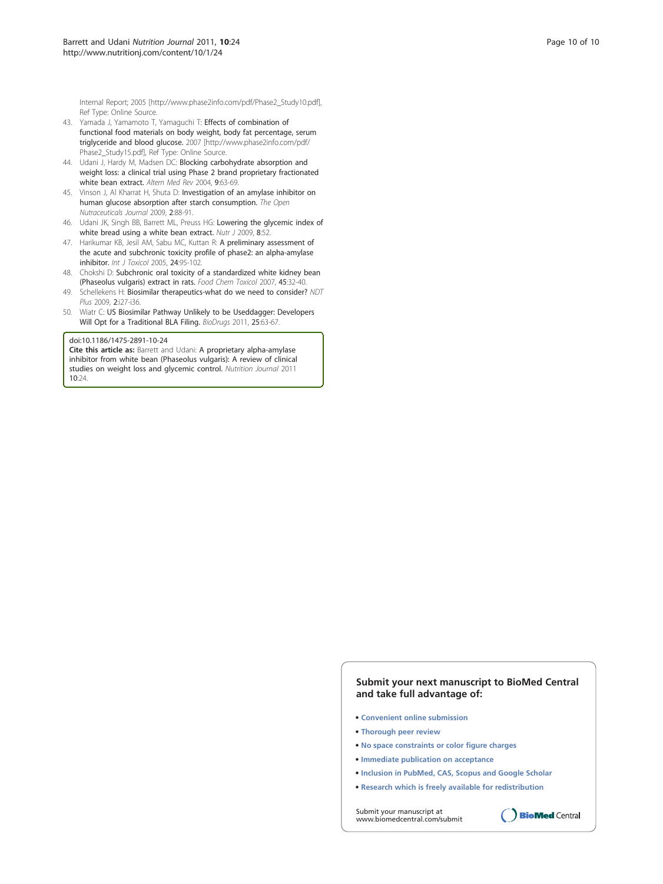Internal Report; 2005 [http://www.phase2info.com/pdf/Phase2_Study10.pdf], Ref Type: Online Source.

43. Yamada J, Yamamoto T, Yamaguchi T: **Effects of combination of functional food materials on body weight, body fat percentage, serum triglyceride and blood glucose.** 2007 [http://www.phase2info.com/pdf/Phase2_Study15.pdf], Ref Type: Online Source.
44. Udani J, Hardy M, Madsen DC: **Blocking carbohydrate absorption and weight loss: a clinical trial using Phase 2 brand proprietary fractionated white bean extract.** *Altern Med Rev* 2004, **9**:63-69.
45. Vinson J, Al Kharrat H, Shuta D: **Investigation of an amylase inhibitor on human glucose absorption after starch consumption.** *The Open Nutraceuticals Journal* 2009, **2**:88-91.
46. Udani JK, Singh BB, Barrett ML, Preuss HG: **Lowering the glycemic index of white bread using a white bean extract.** *Nutr J* 2009, **8**:52.
47. Harikumar KB, Jesil AM, Sabu MC, Kuttan R: **A preliminary assessment of the acute and subchronic toxicity profile of phase2: an alpha-amylase inhibitor.** *Int J Toxicol* 2005, **24**:95-102.
48. Chokshi D: **Subchronic oral toxicity of a standardized white kidney bean (Phaseolus vulgaris) extract in rats.** *Food Chem Toxicol* 2007, **45**:32-40.
49. Schellekens H: **Biosimilar therapeutics-what do we need to consider?** *NDT Plus* 2009, **2**:i27-i36.
50. Wiatr C: **US Biosimilar Pathway Unlikely to be Useddagger: Developers Will Opt for a Traditional BLA Filing.** *BioDrugs* 2011, **25**:63-67.

doi:10.1186/1475-2891-10-24

**Cite this article as:** Barrett and Udani: A proprietary alpha-amylase inhibitor from white bean (Phaseolus vulgaris): A review of clinical studies on weight loss and glycemic control. *Nutrition Journal* 2011 **10**:24.

**Submit your next manuscript to BioMed Central and take full advantage of:**

- **Convenient online submission**
- **Thorough peer review**
- **No space constraints or color figure charges**
- **Immediate publication on acceptance**
- **Inclusion in PubMed, CAS, Scopus and Google Scholar**
- **Research which is freely available for redistribution**

Submit your manuscript at
www.biomedcentral.com/submit

BioMed Central